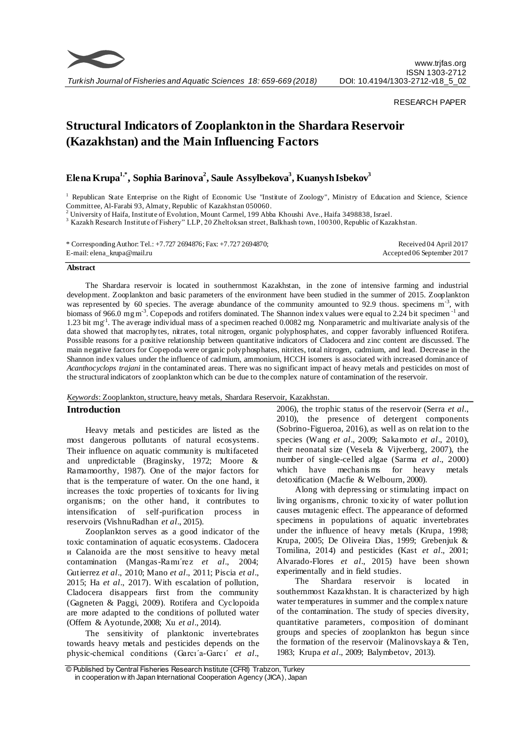RESEARCH PAPER

# Structural Indicators of Zooplankton in the Shardara Reservoir (Kazakhstan) and the Main Influencing Factors

**Elena Krupa[1,*], Sophia Barinova[2], Saule Assylbekova[3], Kuanysh Isbekov[3]**

[1] Republican State Enterprise on the Right of Economic Use "Institute of Zoology", Ministry of Education and Science, Science Committee, Al-Farabi 93, Almaty, Republic of Kazakhstan 050060.
[2] University of Haifa, Institute of Evolution, Mount Carmel, 199 Abba Khoushi Ave., Haifa 3498838, Israel.
[3] Kazakh Research Institute of Fishery" LLP, 20 Zheltoksan street, Balkhash town, 100300, Republic of Kazakhstan.

\* Corresponding Author: Tel.: +7.727 2694876; Fax: +7.727 2694870;
E-mail: elena_krupa@mail.ru

Received 04 April 2017
Accepted 06 September 2017

### Abstract

The Shardara reservoir is located in southernmost Kazakhstan, in the zone of intensive farming and industrial development. Zooplankton and basic parameters of the environment have been studied in the summer of 2015. Zooplankton was represented by 60 species. The average abundance of the community amounted to 92.9 thous. specimens $m^{-3}$, with biomass of 966.0 mg $m^{-3}$. Copepods and rotifers dominated. The Shannon index values were equal to 2.24 bit specimen $^{-1}$ and 1.23 bit $mg^{-1}$. The average individual mass of a specimen reached 0.0082 mg. Nonparametric and multivariate analysis of the data showed that macrophytes, nitrates, total nitrogen, organic polyphosphates, and copper favorably influenced Rotifera. Possible reasons for a positive relationship between quantitative indicators of Cladocera and zinc content are discussed. The main negative factors for Copepoda were organic polyphosphates, nitrites, total nitrogen, cadmium, and lead. Decrease in the Shannon index values under the influence of cadmium, ammonium, HCCH isomers is associated with increased dominance of *Acanthocyclops trajani* in the contaminated areas. There was no significant impact of heavy metals and pesticides on most of the structural indicators of zooplankton which can be due to the complex nature of contamination of the reservoir.

*Keywords*: Zooplankton, structure, heavy metals, Shardara Reservoir, Kazakhstan.

## Introduction

Heavy metals and pesticides are listed as the most dangerous pollutants of natural ecosystems. Their influence on aquatic community is multifaceted and unpredictable (Braginsky, 1972; Moore & Ramamoorthy, 1987). One of the major factors for that is the temperature of water. On the one hand, it increases the toxic properties of toxicants for living organisms; on the other hand, it contributes to intensification of self-purification process in reservoirs (VishnuRadhan *et al*., 2015).

Zooplankton serves as a good indicator of the toxic contamination of aquatic ecosystems. Cladocera и Calanoida are the most sensitive to heavy metal contamination (Mangas-Ramı´rez *et al*., 2004; Gutierrez *et al*., 2010; Mano *et al*., 2011; Piscia *et al*., 2015; Ha *et al*., 2017). With escalation of pollution, Cladocera disappears first from the community (Gagneten & Paggi, 2009). Rotifera and Cyclopoida are more adapted to the conditions of polluted water (Offem & Ayotunde, 2008; Xu *et al*., 2014).

The sensitivity of planktonic invertebrates towards heavy metals and pesticides depends on the physic-chemical conditions (Garcı´a-Garcı´ *et al*., 2006), the trophic status of the reservoir (Serra *et al*., 2010), the presence of detergent components (Sobrino-Figueroa, 2016), as well as on relation to the species (Wang *et al*., 2009; Sakamoto *et al*., 2010), their neonatal size (Vesela & Vijverberg, 2007), the number of single-celled algae (Sarma *et al*., 2000) which have mechanisms for heavy metals detoxification (Macfie & Welbourn, 2000).

Along with depressing or stimulating impact on living organisms, chronic toxicity of water pollution causes mutagenic effect. The appearance of deformed specimens in populations of aquatic invertebrates under the influence of heavy metals (Krupa, 1998; Krupa, 2005; De Oliveira Dias, 1999; Grebenjuk & Tomilina, 2014) and pesticides (Kast *et al*., 2001; Alvarado-Flores *et al*., 2015) have been shown experimentally and in field studies.

The Shardara reservoir is located in southernmost Kazakhstan. It is characterized by high water temperatures in summer and the complex nature of the contamination. The study of species diversity, quantitative parameters, composition of dominant groups and species of zooplankton has begun since the formation of the reservoir (Malinovskaya & Ten, 1983; Krupa *et al*., 2009; Balymbetov, 2013).

© Published by Central Fisheries Research Institute (CFRI) Trabzon, Turkey in cooperation with Japan International Cooperation Agency (JICA), Japan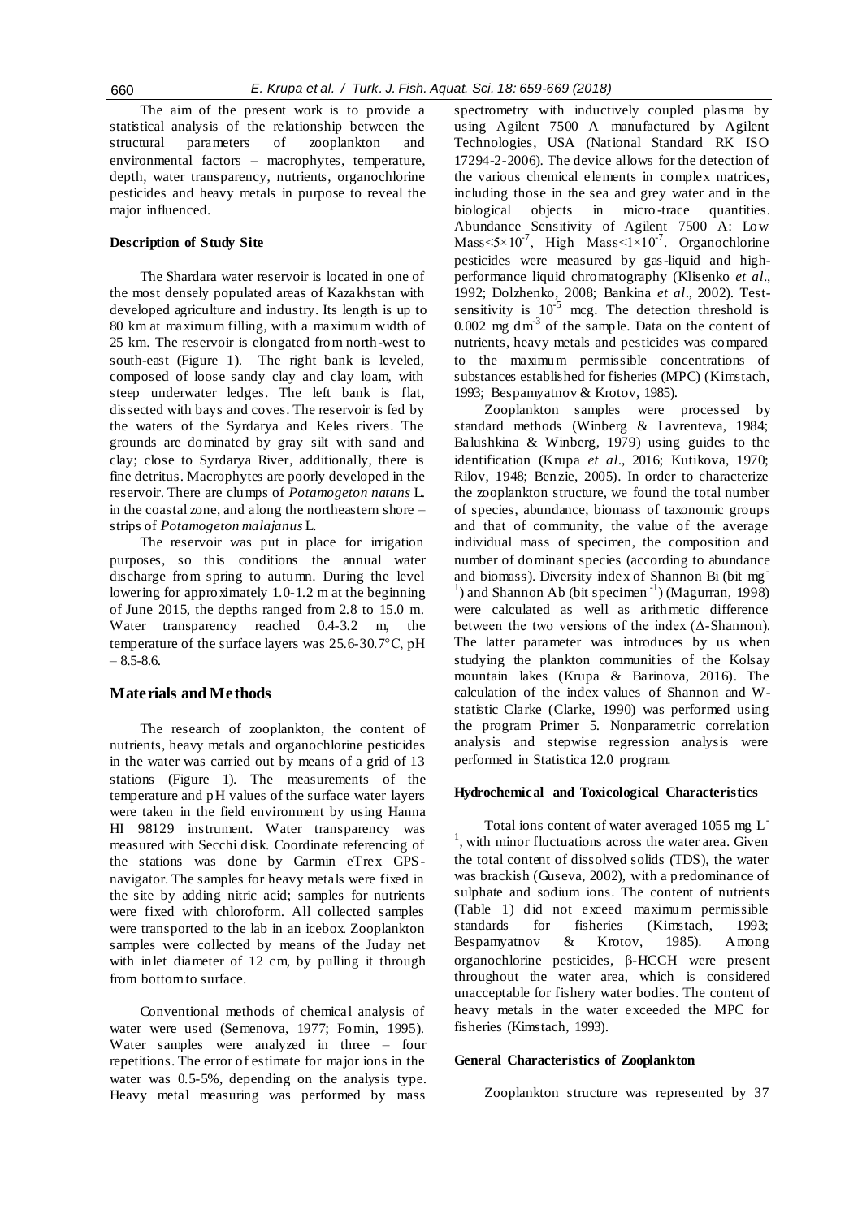The aim of the present work is to provide a statistical analysis of the relationship between the structural parameters of zooplankton and environmental factors – macrophytes, temperature, depth, water transparency, nutrients, organochlorine pesticides and heavy metals in purpose to reveal the major influenced.

### Description of Study Site

The Shardara water reservoir is located in one of the most densely populated areas of Kazakhstan with developed agriculture and industry. Its length is up to 80 km at maximum filling, with a maximum width of 25 km. The reservoir is elongated from north-west to south-east (Figure 1). The right bank is leveled, composed of loose sandy clay and clay loam, with steep underwater ledges. The left bank is flat, dissected with bays and coves. The reservoir is fed by the waters of the Syrdarya and Keles rivers. The grounds are dominated by gray silt with sand and clay; close to Syrdarya River, additionally, there is fine detritus. Macrophytes are poorly developed in the reservoir. There are clumps of *Potamogeton natans* L. in the coastal zone, and along the northeastern shore – strips of *Potamogeton malajanus* L.

The reservoir was put in place for irrigation purposes, so this conditions the annual water discharge from spring to autumn. During the level lowering for approximately 1.0-1.2 m at the beginning of June 2015, the depths ranged from 2.8 to 15.0 m. Water transparency reached 0.4-3.2 m, the temperature of the surface layers was 25.6-30.7°C, pH – 8.5-8.6.

## Materials and Methods

The research of zooplankton, the content of nutrients, heavy metals and organochlorine pesticides in the water was carried out by means of a grid of 13 stations (Figure 1). The measurements of the temperature and pH values of the surface water layers were taken in the field environment by using Hanna HI 98129 instrument. Water transparency was measured with Secchi disk. Coordinate referencing of the stations was done by Garmin eTrex GPS-navigator. The samples for heavy metals were fixed in the site by adding nitric acid; samples for nutrients were fixed with chloroform. All collected samples were transported to the lab in an icebox. Zooplankton samples were collected by means of the Juday net with inlet diameter of 12 cm, by pulling it through from bottom to surface.

Conventional methods of chemical analysis of water were used (Semenova, 1977; Fomin, 1995). Water samples were analyzed in three – four repetitions. The error of estimate for major ions in the water was 0.5-5%, depending on the analysis type. Heavy metal measuring was performed by mass spectrometry with inductively coupled plasma by using Agilent 7500 A manufactured by Agilent Technologies, USA (National Standard RK ISO 17294-2-2006). The device allows for the detection of the various chemical elements in complex matrices, including those in the sea and grey water and in the biological objects in micro-trace quantities. Abundance Sensitivity of Agilent 7500 A: Low Mass$<5\times10^{-7}$, High Mass$<1\times10^{-7}$. Organochlorine pesticides were measured by gas-liquid and high-performance liquid chromatography (Klisenko *et al*., 1992; Dolzhenko, 2008; Bankina *et al*., 2002). Test-sensitivity is $10^{-5}$ mcg. The detection threshold is 0.002 mg $dm^{-3}$ of the sample. Data on the content of nutrients, heavy metals and pesticides was compared to the maximum permissible concentrations of substances established for fisheries (MPC) (Kimstach, 1993; Bespamyatnov & Krotov, 1985).

Zooplankton samples were processed by standard methods (Winberg & Lavrenteva, 1984; Balushkina & Winberg, 1979) using guides to the identification (Krupa *et al*., 2016; Kutikova, 1970; Rilov, 1948; Benzie, 2005). In order to characterize the zooplankton structure, we found the total number of species, abundance, biomass of taxonomic groups and that of community, the value of the average individual mass of specimen, the composition and number of dominant species (according to abundance and biomass). Diversity index of Shannon Bi (bit $mg^{-1}$) and Shannon Ab (bit $specimen^{-1}$) (Magurran, 1998) were calculated as well as arithmetic difference between the two versions of the index (Δ-Shannon). The latter parameter was introduces by us when studying the plankton communities of the Kolsay mountain lakes (Krupa & Barinova, 2016). The calculation of the index values of Shannon and W-statistic Clarke (Clarke, 1990) was performed using the program Primer 5. Nonparametric correlation analysis and stepwise regression analysis were performed in Statistica 12.0 program.

### Hydrochemical and Toxicological Characteristics

Total ions content of water averaged 1055 mg $L^{-1}$, with minor fluctuations across the water area. Given the total content of dissolved solids (TDS), the water was brackish (Guseva, 2002), with a predominance of sulphate and sodium ions. The content of nutrients (Table 1) did not exceed maximum permissible standards for fisheries (Kimstach, 1993; Bespamyatnov & Krotov, 1985). Among organochlorine pesticides, β-HCCH were present throughout the water area, which is considered unacceptable for fishery water bodies. The content of heavy metals in the water exceeded the MPC for fisheries (Kimstach, 1993).

### General Characteristics of Zooplankton

Zooplankton structure was represented by 37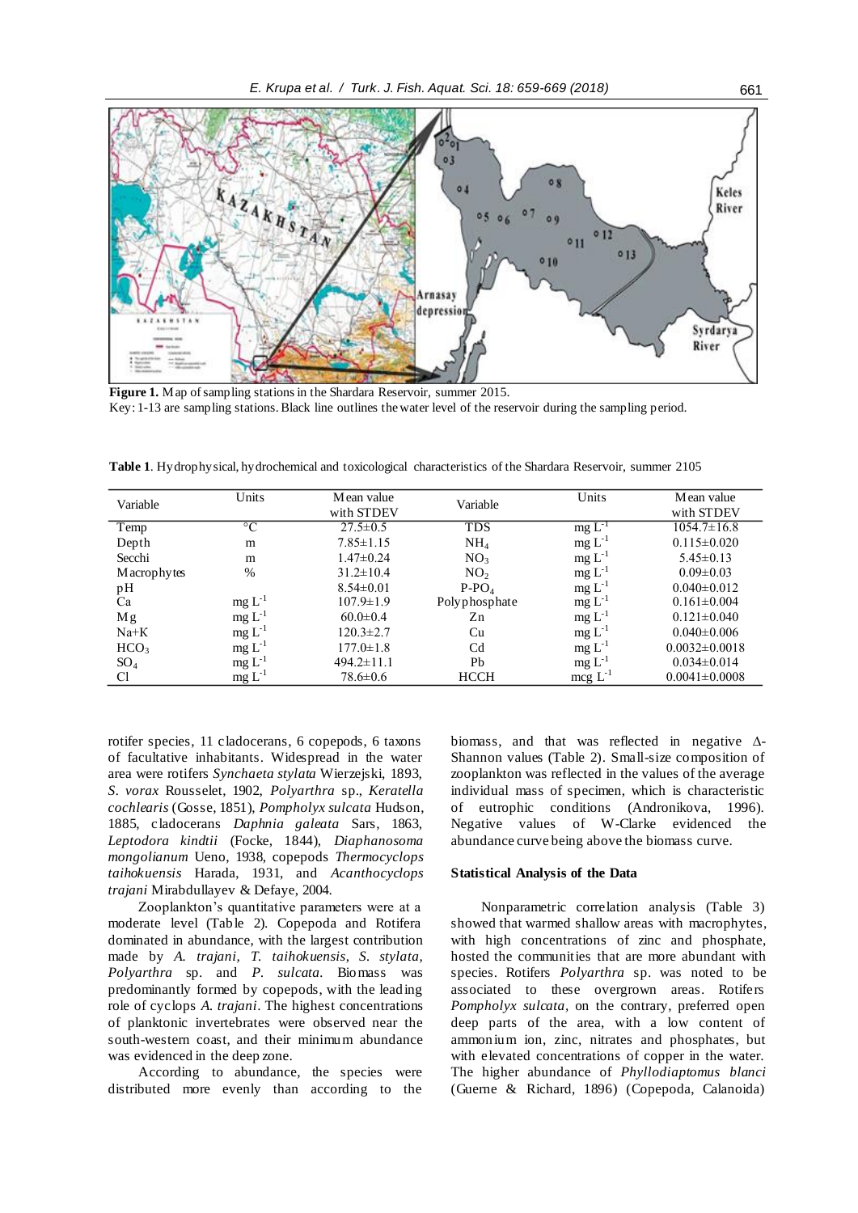Kazakhstan
Keles River
Arnasay depression
Syrdarya River
1 2 3 4 5 6 7 8 9 10 11 12 13

**Figure 1.** Map of sampling stations in the Shardara Reservoir, summer 2015.
Key: 1-13 are sampling stations. Black line outlines the water level of the reservoir during the sampling period.

**Table 1**. Hydrophysical, hydrochemical and toxicological characteristics of the Shardara Reservoir, summer 2105

| Variable | Units | Mean value with STDEV | Variable | Units | Mean value with STDEV |
|---|---|---|---|---|---|
| Temp | °C | 27.5±0.5 | TDS | mg $L^{-1}$ | 1054.7±16.8 |
| Depth | m | 7.85±1.15 | $NH_4$ | mg $L^{-1}$ | 0.115±0.020 |
| Secchi | m | 1.47±0.24 | $NO_3$ | mg $L^{-1}$ | 5.45±0.13 |
| Macrophytes | % | 31.2±10.4 | $NO_2$ | mg $L^{-1}$ | 0.09±0.03 |
| pH | | 8.54±0.01 | P-$PO_4$ | mg $L^{-1}$ | 0.040±0.012 |
| Ca | mg $L^{-1}$ | 107.9±1.9 | Polyphosphate | mg $L^{-1}$ | 0.161±0.004 |
| Mg | mg $L^{-1}$ | 60.0±0.4 | Zn | mg $L^{-1}$ | 0.121±0.040 |
| Na+K | mg $L^{-1}$ | 120.3±2.7 | Cu | mg $L^{-1}$ | 0.040±0.006 |
| $HCO_3$ | mg $L^{-1}$ | 177.0±1.8 | Cd | mg $L^{-1}$ | 0.0032±0.0018 |
| $SO_4$ | mg $L^{-1}$ | 494.2±11.1 | Pb | mg $L^{-1}$ | 0.034±0.014 |
| Cl | mg $L^{-1}$ | 78.6±0.6 | HCCH | mcg $L^{-1}$ | 0.0041±0.0008 |

rotifer species, 11 cladocerans, 6 copepods, 6 taxons of facultative inhabitants. Widespread in the water area were rotifers *Synchaeta stylata* Wierzejski, 1893, *S. vorax* Rousselet, 1902, *Polyarthra* sp., *Keratella cochlearis* (Gosse, 1851), *Pompholyx sulcata* Hudson, 1885, cladocerans *Daphnia galeata* Sars, 1863, *Leptodora kindtii* (Focke, 1844), *Diaphanosoma mongolianum* Ueno, 1938, copepods *Thermocyclops taihokuensis* Harada, 1931, and *Acanthocyclops trajani* Mirabdullayev & Defaye, 2004.

Zooplankton's quantitative parameters were at a moderate level (Table 2). Copepoda and Rotifera dominated in abundance, with the largest contribution made by *A. trajani*, *T. taihokuensis*, *S. stylata*, *Polyarthra* sp. and *P. sulcata*. Biomass was predominantly formed by copepods, with the leading role of cyclops *A. trajani*. The highest concentrations of planktonic invertebrates were observed near the south-western coast, and their minimum abundance was evidenced in the deep zone.

According to abundance, the species were distributed more evenly than according to the biomass, and that was reflected in negative Δ-Shannon values (Table 2). Small-size composition of zooplankton was reflected in the values of the average individual mass of specimen, which is characteristic of eutrophic conditions (Andronikova, 1996). Negative values of W-Clarke evidenced the abundance curve being above the biomass curve.

### Statistical Analysis of the Data

Nonparametric correlation analysis (Table 3) showed that warmed shallow areas with macrophytes, with high concentrations of zinc and phosphate, hosted the communities that are more abundant with species. Rotifers *Polyarthra* sp. were noted to be associated to these overgrown areas. Rotifers *Pompholyx sulcata*, on the contrary, preferred open deep parts of the area, with a low content of ammonium ion, zinc, nitrates and phosphates, but with elevated concentrations of copper in the water. The higher abundance of *Phyllodiaptomus blanci* (Guerne & Richard, 1896) (Copepoda, Calanoida)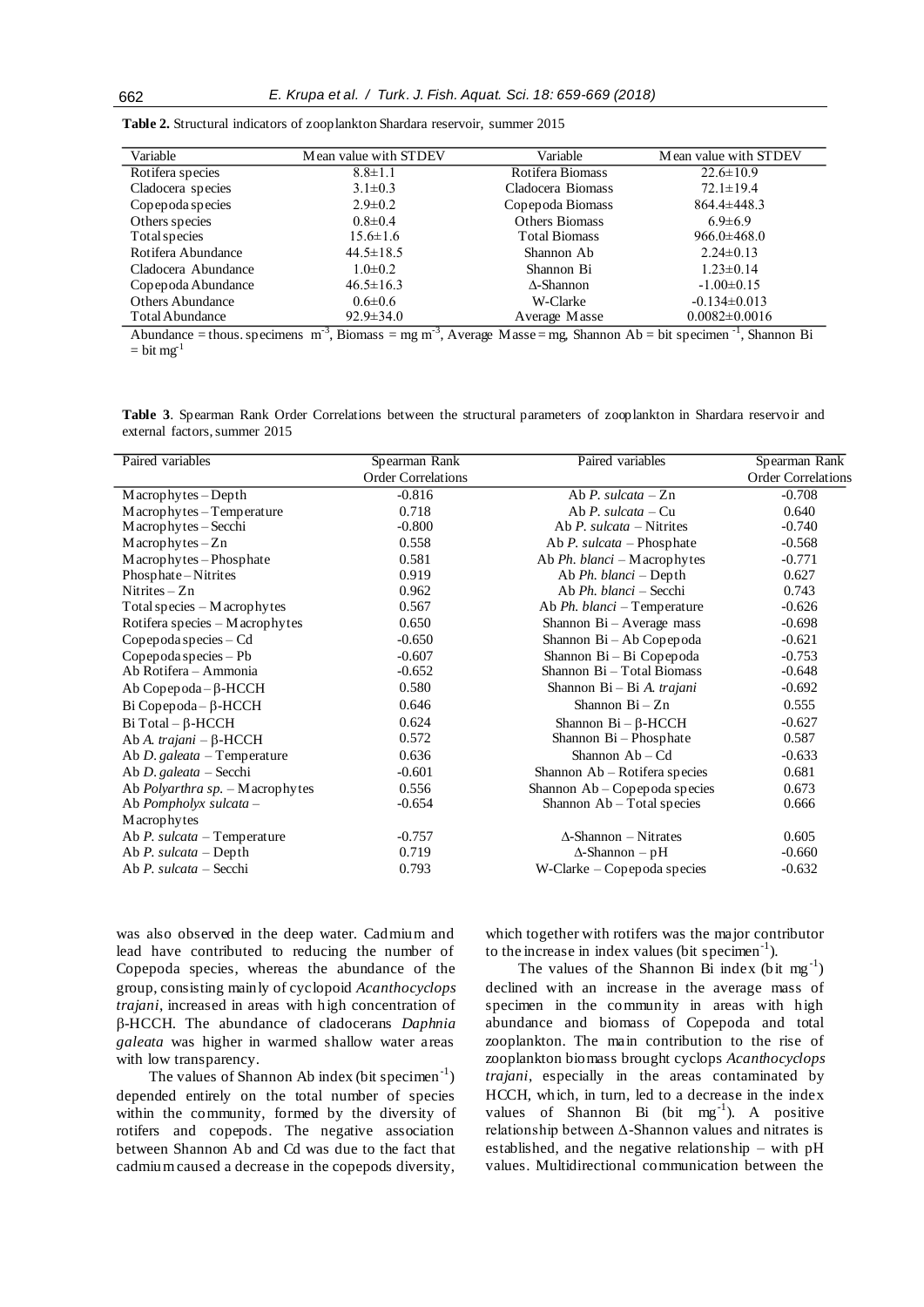**Table 2.** Structural indicators of zooplankton Shardara reservoir, summer 2015

| Variable | Mean value with STDEV | Variable | Mean value with STDEV |
|---|---|---|---|
| Rotifera species | 8.8±1.1 | Rotifera Biomass | 22.6±10.9 |
| Cladocera species | 3.1±0.3 | Cladocera Biomass | 72.1±19.4 |
| Copepoda species | 2.9±0.2 | Copepoda Biomass | 864.4±448.3 |
| Others species | 0.8±0.4 | Others Biomass | 6.9±6.9 |
| Total species | 15.6±1.6 | Total Biomass | 966.0±468.0 |
| Rotifera Abundance | 44.5±18.5 | Shannon Ab | 2.24±0.13 |
| Cladocera Abundance | 1.0±0.2 | Shannon Bi | 1.23±0.14 |
| Copepoda Abundance | 46.5±16.3 | Δ-Shannon | -1.00±0.15 |
| Others Abundance | 0.6±0.6 | W-Clarke | -0.134±0.013 |
| Total Abundance | 92.9±34.0 | Average Masse | 0.0082±0.0016 |

Abundance = thous. specimens $m^{-3}$, Biomass = mg $m^{-3}$, Average Masse = mg, Shannon Ab = bit specimen $^{-1}$, Shannon Bi = bit $mg^{-1}$

**Table 3**. Spearman Rank Order Correlations between the structural parameters of zooplankton in Shardara reservoir and external factors, summer 2015

| Paired variables | Spearman Rank Order Correlations | Paired variables | Spearman Rank Order Correlations |
|---|---|---|---|
| Macrophytes – Depth | -0.816 | Ab *P. sulcata* – Zn | -0.708 |
| Macrophytes – Temperature | 0.718 | Ab *P. sulcata* – Cu | 0.640 |
| Macrophytes – Secchi | -0.800 | Ab *P. sulcata* – Nitrites | -0.740 |
| Macrophytes – Zn | 0.558 | Ab *P. sulcata* – Phosphate | -0.568 |
| Macrophytes – Phosphate | 0.581 | Ab *Ph. blanci* – Macrophytes | -0.771 |
| Phosphate – Nitrites | 0.919 | Ab *Ph. blanci* – Depth | 0.627 |
| Nitrites – Zn | 0.962 | Ab *Ph. blanci* – Secchi | 0.743 |
| Total species – Macrophytes | 0.567 | Ab *Ph. blanci* – Temperature | -0.626 |
| Rotifera species – Macrophytes | 0.650 | Shannon Bi – Average mass | -0.698 |
| Copepoda species – Cd | -0.650 | Shannon Bi – Ab Copepoda | -0.621 |
| Copepoda species – Pb | -0.607 | Shannon Bi – Bi Copepoda | -0.753 |
| Ab Rotifera – Ammonia | -0.652 | Shannon Bi – Total Biomass | -0.648 |
| Ab Copepoda – β-HCCH | 0.580 | Shannon Bi – Bi *A. trajani* | -0.692 |
| Bi Copepoda – β-HCCH | 0.646 | Shannon Bi – Zn | 0.555 |
| Bi Total – β-HCCH | 0.624 | Shannon Bi – β-HCCH | -0.627 |
| Ab *A. trajani* – β-HCCH | 0.572 | Shannon Bi – Phosphate | 0.587 |
| Ab *D. galeata* – Temperature | 0.636 | Shannon Ab – Cd | -0.633 |
| Ab *D. galeata* – Secchi | -0.601 | Shannon Ab – Rotifera species | 0.681 |
| Ab *Polyarthra sp.* – Macrophytes | 0.556 | Shannon Ab – Copepoda species | 0.673 |
| Ab *Pompholyx sulcata* – Macrophytes | -0.654 | Shannon Ab – Total species | 0.666 |
| Ab *P. sulcata* – Temperature | -0.757 | Δ-Shannon – Nitrates | 0.605 |
| Ab *P. sulcata* – Depth | 0.719 | Δ-Shannon – pH | -0.660 |
| Ab *P. sulcata* – Secchi | 0.793 | W-Clarke – Copepoda species | -0.632 |

was also observed in the deep water. Cadmium and lead have contributed to reducing the number of Copepoda species, whereas the abundance of the group, consisting mainly of cyclopoid *Acanthocyclops trajani*, increased in areas with high concentration of β-HCCH. The abundance of cladocerans *Daphnia galeata* was higher in warmed shallow water areas with low transparency.

The values of Shannon Ab index (bit specimen$^{-1}$) depended entirely on the total number of species within the community, formed by the diversity of rotifers and copepods. The negative association between Shannon Ab and Cd was due to the fact that cadmium caused a decrease in the copepods diversity, which together with rotifers was the major contributor to the increase in index values (bit specimen$^{-1}$).

The values of the Shannon Bi index (bit $mg^{-1}$) declined with an increase in the average mass of specimen in the community in areas with high abundance and biomass of Copepoda and total zooplankton. The main contribution to the rise of zooplankton biomass brought cyclops *Acanthocyclops trajani*, especially in the areas contaminated by HCCH, which, in turn, led to a decrease in the index values of Shannon Bi (bit $mg^{-1}$). A positive relationship between Δ-Shannon values and nitrates is established, and the negative relationship – with pH values. Multidirectional communication between the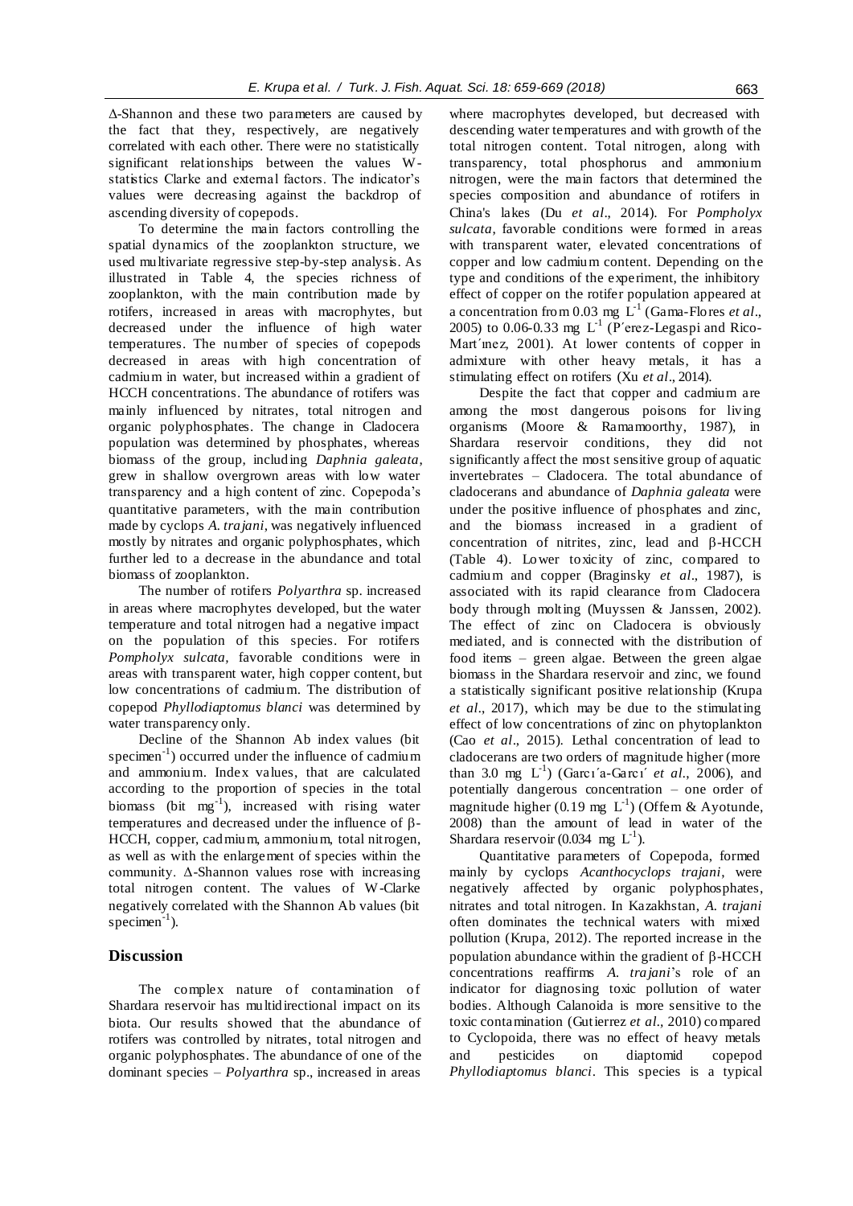Δ-Shannon and these two parameters are caused by the fact that they, respectively, are negatively correlated with each other. There were no statistically significant relationships between the values W-statistics Clarke and external factors. The indicator's values were decreasing against the backdrop of ascending diversity of copepods.

To determine the main factors controlling the spatial dynamics of the zooplankton structure, we used multivariate regressive step-by-step analysis. As illustrated in Table 4, the species richness of zooplankton, with the main contribution made by rotifers, increased in areas with macrophytes, but decreased under the influence of high water temperatures. The number of species of copepods decreased in areas with high concentration of cadmium in water, but increased within a gradient of HCCH concentrations. The abundance of rotifers was mainly influenced by nitrates, total nitrogen and organic polyphosphates. The change in Cladocera population was determined by phosphates, whereas biomass of the group, including *Daphnia galeata*, grew in shallow overgrown areas with low water transparency and a high content of zinc. Copepoda's quantitative parameters, with the main contribution made by cyclops *A. trajani*, was negatively influenced mostly by nitrates and organic polyphosphates, which further led to a decrease in the abundance and total biomass of zooplankton.

The number of rotifers *Polyarthra* sp. increased in areas where macrophytes developed, but the water temperature and total nitrogen had a negative impact on the population of this species. For rotifers *Pompholyx sulcata*, favorable conditions were in areas with transparent water, high copper content, but low concentrations of cadmium. The distribution of copepod *Phyllodiaptomus blanci* was determined by water transparency only.

Decline of the Shannon Ab index values (bit specimen$^{-1}$) occurred under the influence of cadmium and ammonium. Index values, that are calculated according to the proportion of species in the total biomass (bit mg$^{-1}$), increased with rising water temperatures and decreased under the influence of β-HCCH, copper, cadmium, ammonium, total nitrogen, as well as with the enlargement of species within the community. Δ-Shannon values rose with increasing total nitrogen content. The values of W-Clarke negatively correlated with the Shannon Ab values (bit specimen$^{-1}$).

## Discussion

The complex nature of contamination of Shardara reservoir has multidirectional impact on its biota. Our results showed that the abundance of rotifers was controlled by nitrates, total nitrogen and organic polyphosphates. The abundance of one of the dominant species – *Polyarthra* sp., increased in areas where macrophytes developed, but decreased with descending water temperatures and with growth of the total nitrogen content. Total nitrogen, along with transparency, total phosphorus and ammonium nitrogen, were the main factors that determined the species composition and abundance of rotifers in China's lakes (Du *et al*., 2014). For *Pompholyx sulcata*, favorable conditions were formed in areas with transparent water, elevated concentrations of copper and low cadmium content. Depending on the type and conditions of the experiment, the inhibitory effect of copper on the rotifer population appeared at a concentration from 0.03 mg L$^{-1}$ (Gama-Flores *et al*., 2005) to 0.06-0.33 mg L$^{-1}$ (P´erez-Legaspi and Rico-Mart´ınez, 2001). At lower contents of copper in admixture with other heavy metals, it has a stimulating effect on rotifers (Xu *et al*., 2014).

Despite the fact that copper and cadmium are among the most dangerous poisons for living organisms (Moore & Ramamoorthy, 1987), in Shardara reservoir conditions, they did not significantly affect the most sensitive group of aquatic invertebrates – Cladocera. The total abundance of cladocerans and abundance of *Daphnia galeata* were under the positive influence of phosphates and zinc, and the biomass increased in a gradient of concentration of nitrites, zinc, lead and β-HCCH (Table 4). Lower toxicity of zinc, compared to cadmium and copper (Braginsky *et al*., 1987), is associated with its rapid clearance from Cladocera body through molting (Muyssen & Janssen, 2002). The effect of zinc on Cladocera is obviously mediated, and is connected with the distribution of food items – green algae. Between the green algae biomass in the Shardara reservoir and zinc, we found a statistically significant positive relationship (Krupa *et al*., 2017), which may be due to the stimulating effect of low concentrations of zinc on phytoplankton (Cao *et al*., 2015). Lethal concentration of lead to cladocerans are two orders of magnitude higher (more than 3.0 mg L$^{-1}$) (Garcı´a-Garcı´ *et al*., 2006), and potentially dangerous concentration – one order of magnitude higher (0.19 mg L$^{-1}$) (Offem & Ayotunde, 2008) than the amount of lead in water of the Shardara reservoir (0.034 mg L$^{-1}$).

Quantitative parameters of Copepoda, formed mainly by cyclops *Acanthocyclops trajani*, were negatively affected by organic polyphosphates, nitrates and total nitrogen. In Kazakhstan, *A. trajani* often dominates the technical waters with mixed pollution (Krupa, 2012). The reported increase in the population abundance within the gradient of β-HCCH concentrations reaffirms *A. trajani*'s role of an indicator for diagnosing toxic pollution of water bodies. Although Calanoida is more sensitive to the toxic contamination (Gutierrez *et al*., 2010) compared to Cyclopoida, there was no effect of heavy metals and pesticides on diaptomid copepod *Phyllodiaptomus blanci*. This species is a typical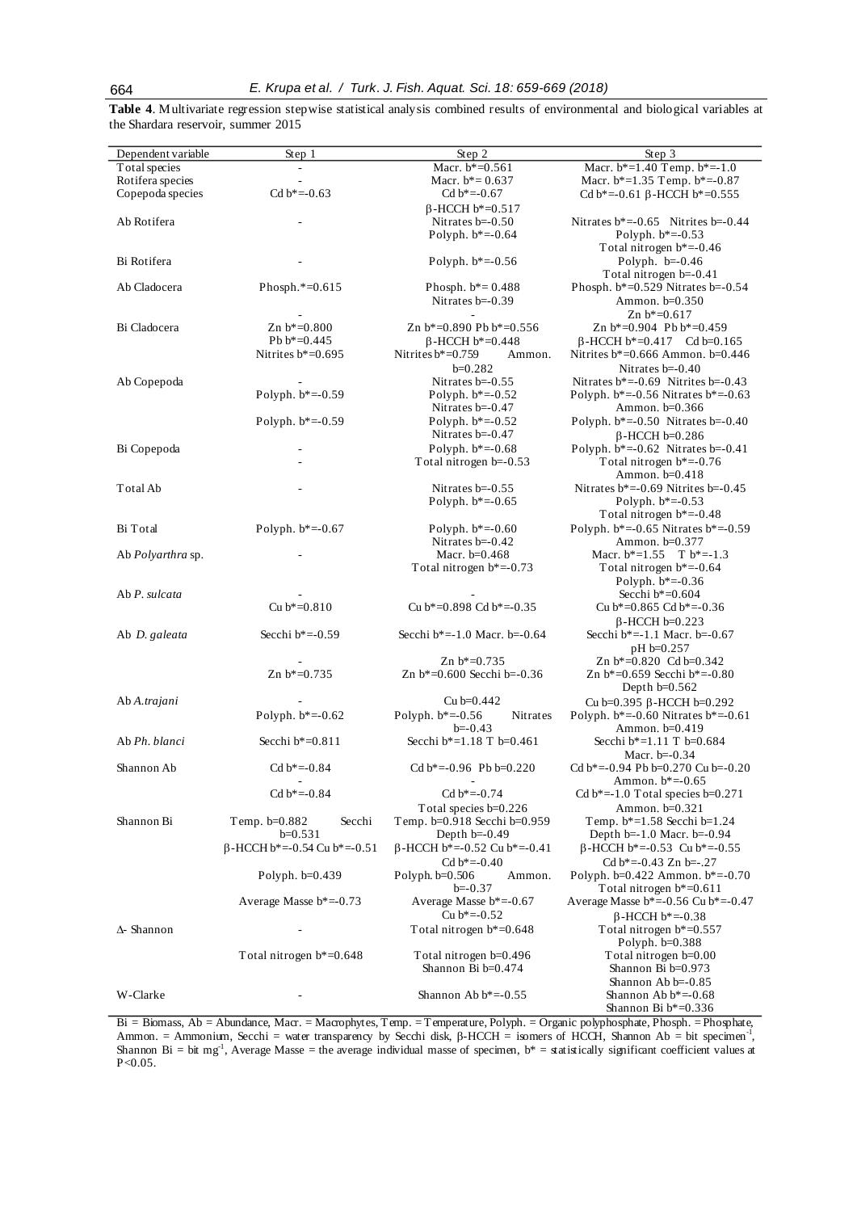**Table 4**. Multivariate regression stepwise statistical analysis combined results of environmental and biological variables at the Shardara reservoir, summer 2015

| Dependent variable | Step 1 | Step 2 | Step 3 |
|---|---|---|---|
| Total species | - | Macr. b*=0.561 | Macr. b*=1.40 Temp. b*=-1.0 |
| Rotifera species | - | Macr. b*= 0.637 | Macr. b*=1.35 Temp. b*=-0.87 |
| Copepoda species | Cd b*=-0.63 | Cd b*=-0.67 β-HCCH b*=0.517 | Cd b*=-0.61 β-HCCH b*=0.555 |
| Ab Rotifera | - | Nitrates b=-0.50 Polyph. b*=-0.64 | Nitrates b*=-0.65 Nitrites b=-0.44 Polyph. b*=-0.53 Total nitrogen b*=-0.46 |
| Bi Rotifera | - | Polyph. b*=-0.56 | Polyph. b=-0.46 Total nitrogen b=-0.41 |
| Ab Cladocera | Phosph.*=0.615 | Phosph. b*= 0.488 Nitrates b=-0.39 | Phosph. b*=0.529 Nitrates b=-0.54 Ammon. b=0.350 |
| | - | - | Zn b*=0.617 |
| Bi Cladocera | Zn b*=0.800 | Zn b*=0.890 Pb b*=0.556 | Zn b*=0.904 Pb b*=0.459 |
| | Pb b*=0.445 | β-HCCH b*=0.448 | β-HCCH b*=0.417 Cd b=0.165 |
| | Nitrites b*=0.695 | Nitrites b*=0.759 Ammon. b=0.282 | Nitrites b*=0.666 Ammon. b=0.446 Nitrates b=-0.40 |
| Ab Copepoda | - | Nitrates b=-0.55 | Nitrates b*=-0.69 Nitrites b=-0.43 |
| | Polyph. b*=-0.59 | Polyph. b*=-0.52 Nitrates b=-0.47 | Polyph. b*=-0.56 Nitrates b*=-0.63 Ammon. b=0.366 |
| | Polyph. b*=-0.59 | Polyph. b*=-0.52 Nitrates b=-0.47 | Polyph. b*=-0.50 Nitrates b=-0.40 β-HCCH b=0.286 |
| Bi Copepoda | - | Polyph. b*=-0.68 | Polyph. b*=-0.62 Nitrates b=-0.41 |
| | - | Total nitrogen b=-0.53 | Total nitrogen b*=-0.76 Ammon. b=0.418 |
| Total Ab | - | Nitrates b=-0.55 Polyph. b*=-0.65 | Nitrates b*=-0.69 Nitrites b=-0.45 Polyph. b*=-0.53 Total nitrogen b*=-0.48 |
| Bi Total | Polyph. b*=-0.67 | Polyph. b*=-0.60 Nitrates b=-0.42 | Polyph. b*=-0.65 Nitrates b*=-0.59 Ammon. b=0.377 |
| Ab *Polyarthra* sp. | - | Macr. b=0.468 Total nitrogen b*=-0.73 | Macr. b*=1.55 T b*=-1.3 Total nitrogen b*=-0.64 Polyph. b*=-0.36 |
| Ab *P. sulcata* | - | - | Secchi b*=0.604 |
| | Cu b*=0.810 | Cu b*=0.898 Cd b*=-0.35 | Cu b*=0.865 Cd b*=-0.36 β-HCCH b=0.223 |
| Ab *D. galeata* | Secchi b*=-0.59 | Secchi b*=-1.0 Macr. b=-0.64 | Secchi b*=-1.1 Macr. b=-0.67 pH b=0.257 |
| | - | Zn b*=0.735 | Zn b*=0.820 Cd b=0.342 |
| | Zn b*=0.735 | Zn b*=0.600 Secchi b=-0.36 | Zn b*=0.659 Secchi b*=-0.80 Depth b=0.562 |
| Ab *A.trajani* | - | Cu b=0.442 | Cu b=0.395 β-HCCH b=0.292 |
| | Polyph. b*=-0.62 | Polyph. b*=-0.56 Nitrates b=-0.43 | Polyph. b*=-0.60 Nitrates b*=-0.61 Ammon. b=0.419 |
| Ab *Ph. blanci* | Secchi b*=0.811 | Secchi b*=1.18 T b=0.461 | Secchi b*=1.11 T b=0.684 Macr. b=-0.34 |
| Shannon Ab | Cd b*=-0.84 | Cd b*=-0.96 Pb b=0.220 | Cd b*=-0.94 Pb b=0.270 Cu b=-0.20 |
| | - | - | Ammon. b*=-0.65 |
| | Cd b*=-0.84 | Cd b*=-0.74 Total species b=0.226 | Cd b*=-1.0 Total species b=0.271 Ammon. b=0.321 |
| Shannon Bi | Temp. b=0.882 Secchi b=0.531 | Temp. b=0.918 Secchi b=0.959 Depth b=-0.49 | Temp. b*=1.58 Secchi b=1.24 Depth b=-1.0 Macr. b=-0.94 |
| | β-HCCH b*=-0.54 Cu b*=-0.51 | β-HCCH b*=-0.52 Cu b*=-0.41 Cd b*=-0.40 | β-HCCH b*=-0.53 Cu b*=-0.55 Cd b*=-0.43 Zn b=-.27 |
| | Polyph. b=0.439 | Polyph. b=0.506 Ammon. b=-0.37 | Polyph. b=0.422 Ammon. b*=-0.70 Total nitrogen b*=0.611 |
| | Average Masse b*=-0.73 | Average Masse b*=-0.67 Cu b*=-0.52 | Average Masse b*=-0.56 Cu b*=-0.47 β-HCCH b*=-0.38 |
| Δ- Shannon | - | Total nitrogen b*=0.648 | Total nitrogen b*=0.557 Polyph. b=0.388 |
| | Total nitrogen b*=0.648 | Total nitrogen b=0.496 Shannon Bi b=0.474 | Total nitrogen b=0.00 Shannon Bi b=0.973 Shannon Ab b=-0.85 |
| W-Clarke | - | Shannon Ab b*=-0.55 | Shannon Ab b*=-0.68 Shannon Bi b*=0.336 |

Bi = Biomass, Ab = Abundance, Macr. = Macrophytes, Temp. = Temperature, Polyph. = Organic polyphosphate, Phosph. = Phosphate, Ammon. = Ammonium, Secchi = water transparency by Secchi disk, β-HCCH = isomers of HCCH, Shannon Ab = bit specimen$^{-1}$, Shannon Bi = bit mg$^{-1}$, Average Masse = the average individual masse of specimen, b* = statistically significant coefficient values at $P<0.05$.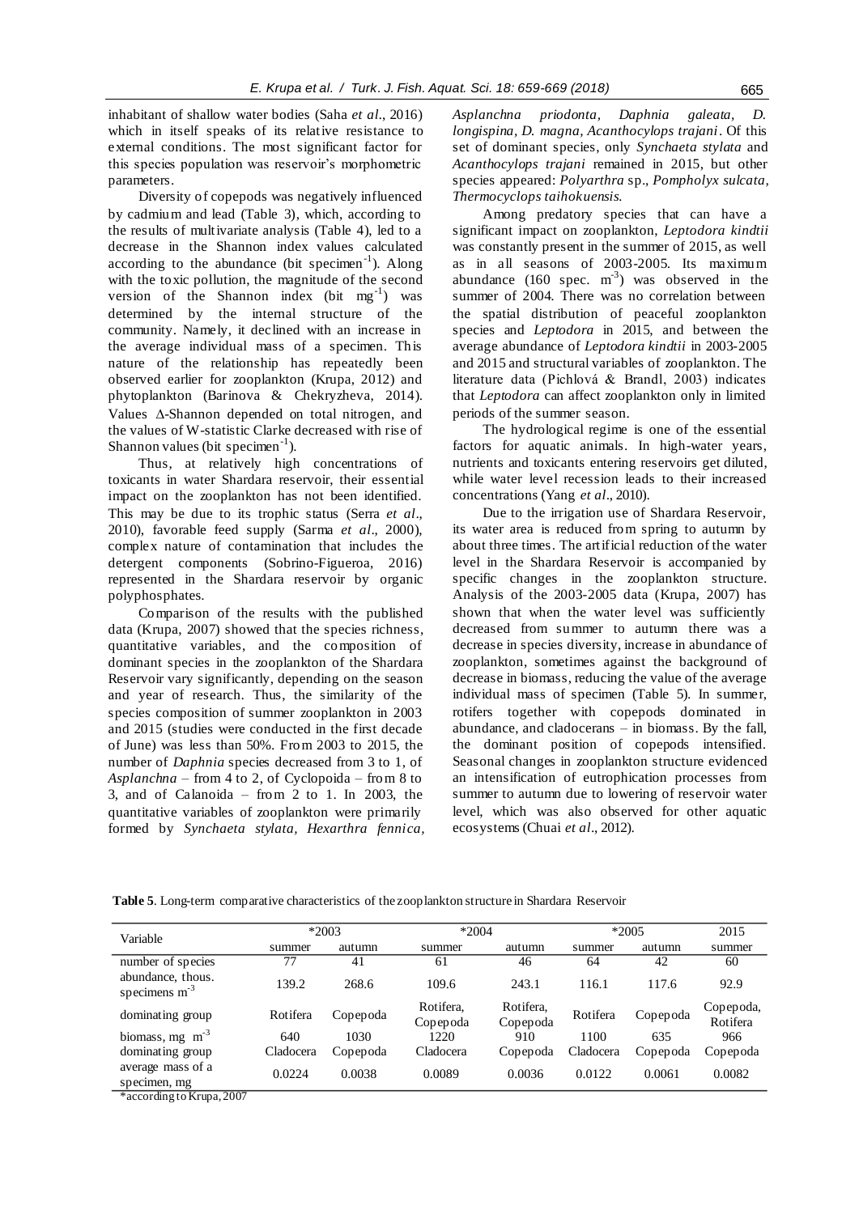inhabitant of shallow water bodies (Saha *et al*., 2016) which in itself speaks of its relative resistance to external conditions. The most significant factor for this species population was reservoir's morphometric parameters.

Diversity of copepods was negatively influenced by cadmium and lead (Table 3), which, according to the results of multivariate analysis (Table 4), led to a decrease in the Shannon index values calculated according to the abundance (bit specimen$^{-1}$). Along with the toxic pollution, the magnitude of the second version of the Shannon index (bit mg$^{-1}$) was determined by the internal structure of the community. Namely, it declined with an increase in the average individual mass of a specimen. This nature of the relationship has repeatedly been observed earlier for zooplankton (Krupa, 2012) and phytoplankton (Barinova & Chekryzheva, 2014). Values Δ-Shannon depended on total nitrogen, and the values of W-statistic Clarke decreased with rise of Shannon values (bit specimen$^{-1}$).

Thus, at relatively high concentrations of toxicants in water Shardara reservoir, their essential impact on the zooplankton has not been identified. This may be due to its trophic status (Serra *et al*., 2010), favorable feed supply (Sarma *et al*., 2000), complex nature of contamination that includes the detergent components (Sobrino-Figueroa, 2016) represented in the Shardara reservoir by organic polyphosphates.

Comparison of the results with the published data (Krupa, 2007) showed that the species richness, quantitative variables, and the composition of dominant species in the zooplankton of the Shardara Reservoir vary significantly, depending on the season and year of research. Thus, the similarity of the species composition of summer zooplankton in 2003 and 2015 (studies were conducted in the first decade of June) was less than 50%. From 2003 to 2015, the number of *Daphnia* species decreased from 3 to 1, of *Asplanchna* – from 4 to 2, of Cyclopoida – from 8 to 3, and of Calanoida – from 2 to 1. In 2003, the quantitative variables of zooplankton were primarily formed by *Synchaeta stylata, Hexarthra fennica, Asplanchna priodonta, Daphnia galeata, D. longispina, D. magna, Acanthocylops trajani*. Of this set of dominant species, only *Synchaeta stylata* and *Acanthocylops trajani* remained in 2015, but other species appeared: *Polyarthra* sp., *Pompholyx sulcata, Thermocyclops taihokuensis.*

Among predatory species that can have a significant impact on zooplankton, *Leptodora kindtii* was constantly present in the summer of 2015, as well as in all seasons of 2003-2005. Its maximum abundance (160 spec. m$^{-3}$) was observed in the summer of 2004. There was no correlation between the spatial distribution of peaceful zooplankton species and *Leptodora* in 2015, and between the average abundance of *Leptodora kindtii* in 2003-2005 and 2015 and structural variables of zooplankton. The literature data (Pichlová & Brandl, 2003) indicates that *Leptodora* can affect zooplankton only in limited periods of the summer season.

The hydrological regime is one of the essential factors for aquatic animals. In high-water years, nutrients and toxicants entering reservoirs get diluted, while water level recession leads to their increased concentrations (Yang *et al*., 2010).

Due to the irrigation use of Shardara Reservoir, its water area is reduced from spring to autumn by about three times. The artificial reduction of the water level in the Shardara Reservoir is accompanied by specific changes in the zooplankton structure. Analysis of the 2003-2005 data (Krupa, 2007) has shown that when the water level was sufficiently decreased from summer to autumn there was a decrease in species diversity, increase in abundance of zooplankton, sometimes against the background of decrease in biomass, reducing the value of the average individual mass of specimen (Table 5). In summer, rotifers together with copepods dominated in abundance, and cladocerans – in biomass. By the fall, the dominant position of copepods intensified. Seasonal changes in zooplankton structure evidenced an intensification of eutrophication processes from summer to autumn due to lowering of reservoir water level, which was also observed for other aquatic ecosystems (Chuai *et al*., 2012).

**Table 5**. Long-term comparative characteristics of the zooplankton structure in Shardara Reservoir

| Variable | *2003 | | *2004 | | *2005 | | 2015 |
|---|---|---|---|---|---|---|---|
| | summer | autumn | summer | autumn | summer | autumn | summer |
| number of species | 77 | 41 | 61 | 46 | 64 | 42 | 60 |
| abundance, thous. specimens m$^{-3}$ | 139.2 | 268.6 | 109.6 | 243.1 | 116.1 | 117.6 | 92.9 |
| dominating group | Rotifera | Copepoda | Rotifera, Copepoda | Rotifera, Copepoda | Rotifera | Copepoda | Copepoda, Rotifera |
| biomass, mg m$^{-3}$ | 640 | 1030 | 1220 | 910 | 1100 | 635 | 966 |
| dominating group | Cladocera | Copepoda | Cladocera | Copepoda | Cladocera | Copepoda | Copepoda |
| average mass of a specimen, mg | 0.0224 | 0.0038 | 0.0089 | 0.0036 | 0.0122 | 0.0061 | 0.0082 |

*according to Krupa, 2007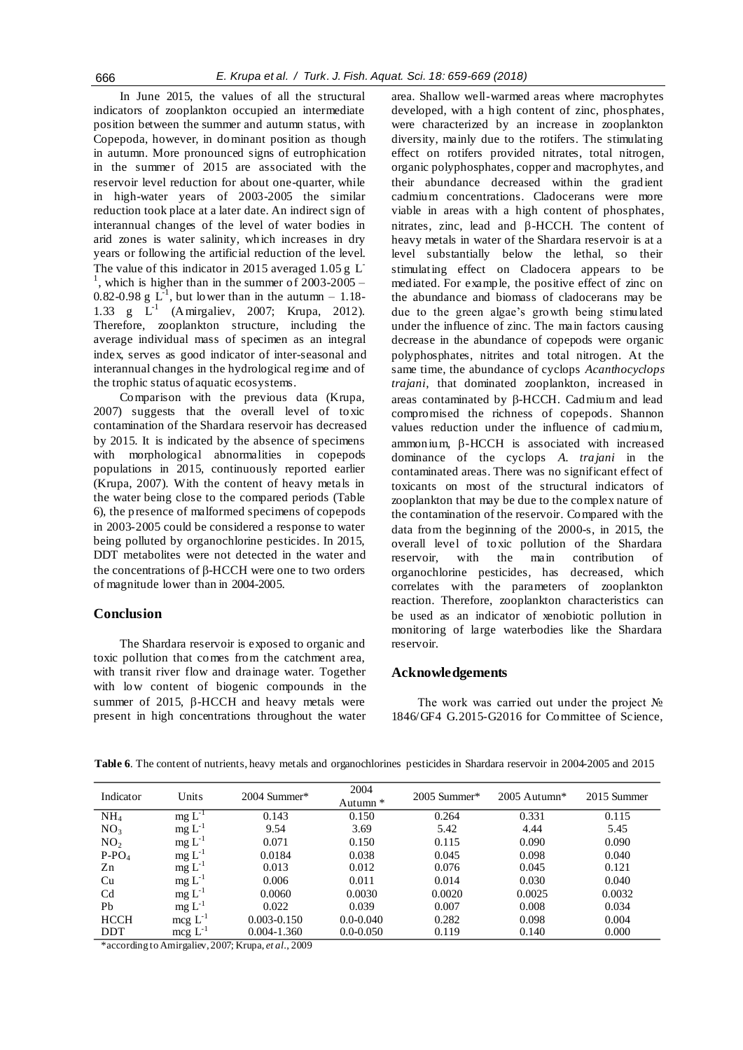In June 2015, the values of all the structural indicators of zooplankton occupied an intermediate position between the summer and autumn status, with Copepoda, however, in dominant position as though in autumn. More pronounced signs of eutrophication in the summer of 2015 are associated with the reservoir level reduction for about one-quarter, while in high-water years of 2003-2005 the similar reduction took place at a later date. An indirect sign of interannual changes of the level of water bodies in arid zones is water salinity, which increases in dry years or following the artificial reduction of the level. The value of this indicator in 2015 averaged 1.05 g $L^{-1}$, which is higher than in the summer of 2003-2005 – 0.82-0.98 g $L^{-1}$, but lower than in the autumn – 1.18-1.33 g $L^{-1}$ (Amirgaliev, 2007; Krupa, 2012). Therefore, zooplankton structure, including the average individual mass of specimen as an integral index, serves as good indicator of inter-seasonal and interannual changes in the hydrological regime and of the trophic status of aquatic ecosystems.

Comparison with the previous data (Krupa, 2007) suggests that the overall level of toxic contamination of the Shardara reservoir has decreased by 2015. It is indicated by the absence of specimens with morphological abnormalities in copepods populations in 2015, continuously reported earlier (Krupa, 2007). With the content of heavy metals in the water being close to the compared periods (Table 6), the presence of malformed specimens of copepods in 2003-2005 could be considered a response to water being polluted by organochlorine pesticides. In 2015, DDT metabolites were not detected in the water and the concentrations of β-HCCH were one to two orders of magnitude lower than in 2004-2005.

## Conclusion

The Shardara reservoir is exposed to organic and toxic pollution that comes from the catchment area, with transit river flow and drainage water. Together with low content of biogenic compounds in the summer of 2015, β-HCCH and heavy metals were present in high concentrations throughout the water area. Shallow well-warmed areas where macrophytes developed, with a high content of zinc, phosphates, were characterized by an increase in zooplankton diversity, mainly due to the rotifers. The stimulating effect on rotifers provided nitrates, total nitrogen, organic polyphosphates, copper and macrophytes, and their abundance decreased within the gradient cadmium concentrations. Cladocerans were more viable in areas with a high content of phosphates, nitrates, zinc, lead and β-HCCH. The content of heavy metals in water of the Shardara reservoir is at a level substantially below the lethal, so their stimulating effect on Cladocera appears to be mediated. For example, the positive effect of zinc on the abundance and biomass of cladocerans may be due to the green algae's growth being stimulated under the influence of zinc. The main factors causing decrease in the abundance of copepods were organic polyphosphates, nitrites and total nitrogen. At the same time, the abundance of cyclops *Acanthocyclops trajani*, that dominated zooplankton, increased in areas contaminated by β-HCCH. Cadmium and lead compromised the richness of copepods. Shannon values reduction under the influence of cadmium, ammonium, β-HCCH is associated with increased dominance of the cyclops *A. trajani* in the contaminated areas. There was no significant effect of toxicants on most of the structural indicators of zooplankton that may be due to the complex nature of the contamination of the reservoir. Compared with the data from the beginning of the 2000-s, in 2015, the overall level of toxic pollution of the Shardara reservoir, with the main contribution of organochlorine pesticides, has decreased, which correlates with the parameters of zooplankton reaction. Therefore, zooplankton characteristics can be used as an indicator of xenobiotic pollution in monitoring of large waterbodies like the Shardara reservoir.

## Acknowledgements

The work was carried out under the project № 1846/GF4 G.2015-G2016 for Committee of Science,

**Table 6**. The content of nutrients, heavy metals and organochlorines pesticides in Shardara reservoir in 2004-2005 and 2015

| Indicator | Units | 2004 Summer* | 2004 Autumn * | 2005 Summer* | 2005 Autumn* | 2015 Summer |
|---|---|---|---|---|---|---|
| $NH_4$ | mg $L^{-1}$ | 0.143 | 0.150 | 0.264 | 0.331 | 0.115 |
| $NO_3$ | mg $L^{-1}$ | 9.54 | 3.69 | 5.42 | 4.44 | 5.45 |
| $NO_2$ | mg $L^{-1}$ | 0.071 | 0.150 | 0.115 | 0.090 | 0.090 |
| $P\text{-}PO_4$ | mg $L^{-1}$ | 0.0184 | 0.038 | 0.045 | 0.098 | 0.040 |
| Zn | mg $L^{-1}$ | 0.013 | 0.012 | 0.076 | 0.045 | 0.121 |
| Cu | mg $L^{-1}$ | 0.006 | 0.011 | 0.014 | 0.030 | 0.040 |
| Cd | mg $L^{-1}$ | 0.0060 | 0.0030 | 0.0020 | 0.0025 | 0.0032 |
| Pb | mg $L^{-1}$ | 0.022 | 0.039 | 0.007 | 0.008 | 0.034 |
| HCCH | mcg $L^{-1}$ | 0.003-0.150 | 0.0-0.040 | 0.282 | 0.098 | 0.004 |
| DDT | mcg $L^{-1}$ | 0.004-1.360 | 0.0-0.050 | 0.119 | 0.140 | 0.000 |

*according to Amirgaliev, 2007; Krupa, *et al*., 2009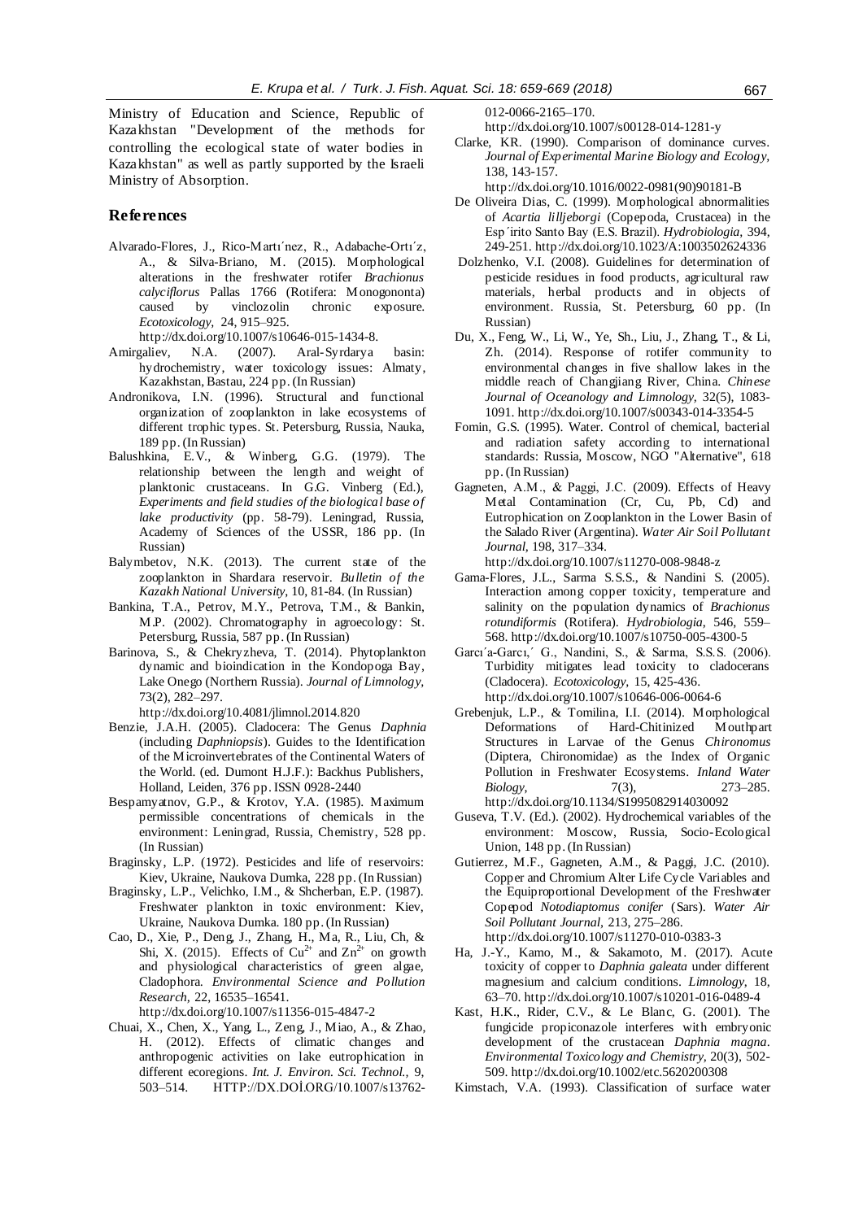Ministry of Education and Science, Republic of Kazakhstan "Development of the methods for controlling the ecological state of water bodies in Kazakhstan" as well as partly supported by the Israeli Ministry of Absorption.

## References

Alvarado-Flores, J., Rico-Martı´nez, R., Adabache-Ortı´z, A., & Silva-Briano, M. (2015). Morphological alterations in the freshwater rotifer *Brachionus calyciflorus* Pallas 1766 (Rotifera: Monogononta) caused by vinclozolin chronic exposure. *Ecotoxicology*, 24, 915–925. http://dx.doi.org/10.1007/s10646-015-1434-8.

Amirgaliev, N.A. (2007). Aral-Syrdarya basin: hydrochemistry, water toxicology issues: Almaty, Kazakhstan, Bastau, 224 pp. (In Russian)

Andronikova, I.N. (1996). Structural and functional organization of zooplankton in lake ecosystems of different trophic types. St. Petersburg, Russia, Nauka, 189 pp. (In Russian)

Balushkina, E.V., & Winberg, G.G. (1979). The relationship between the length and weight of planktonic crustaceans. In G.G. Vinberg (Ed.), *Experiments and field studies of the biological base of lake productivity* (pp. 58-79). Leningrad, Russia, Academy of Sciences of the USSR, 186 pp. (In Russian)

Balymbetov, N.K. (2013). The current state of the zooplankton in Shardara reservoir. *Bulletin of the Kazakh National University*, 10, 81-84. (In Russian)

Bankina, T.A., Petrov, M.Y., Petrova, T.M., & Bankin, M.P. (2002). Chromatography in agroecology: St. Petersburg, Russia, 587 pp. (In Russian)

Barinova, S., & Chekryzheva, T. (2014). Phytoplankton dynamic and bioindication in the Kondopoga Bay, Lake Onego (Northern Russia). *Journal of Limnology*, 73(2), 282–297. http://dx.doi.org/10.4081/jlimnol.2014.820

Benzie, J.A.H. (2005). Cladocera: The Genus *Daphnia* (including *Daphniopsis*). Guides to the Identification of the Microinvertebrates of the Continental Waters of the World. (ed. Dumont H.J.F.): Backhus Publishers, Holland, Leiden, 376 pp. ISSN 0928-2440

Bespamyatnov, G.P., & Krotov, Y.A. (1985). Maximum permissible concentrations of chemicals in the environment: Leningrad, Russia, Chemistry, 528 pp. (In Russian)

Braginsky, L.P. (1972). Pesticides and life of reservoirs: Kiev, Ukraine, Naukova Dumka, 228 pp. (In Russian)

Braginsky, L.P., Velichko, I.M., & Shcherban, E.P. (1987). Freshwater plankton in toxic environment: Kiev, Ukraine, Naukova Dumka. 180 pp. (In Russian)

Cao, D., Xie, P., Deng, J., Zhang, H., Ma, R., Liu, Ch, & Shi, X. (2015). Effects of $Cu^{2+}$ and $Zn^{2+}$ on growth and physiological characteristics of green algae, Cladophora. *Environmental Science and Pollution Research*, 22, 16535–16541. http://dx.doi.org/10.1007/s11356-015-4847-2

Chuai, X., Chen, X., Yang, L., Zeng, J., Miao, A., & Zhao, H. (2012). Effects of climatic changes and anthropogenic activities on lake eutrophication in different ecoregions. *Int. J. Environ. Sci. Technol.*, 9, 503–514. HTTP://DX.DOİ.ORG/10.1007/s13762-012-0066-2165–170. http://dx.doi.org/10.1007/s00128-014-1281-y

Clarke, KR. (1990). Comparison of dominance curves. *Journal of Experimental Marine Biology and Ecology*, 138, 143-157. http://dx.doi.org/10.1016/0022-0981(90)90181-B

De Oliveira Dias, C. (1999). Morphological abnormalities of *Acartia lilljeborgi* (Copepoda, Crustacea) in the Esp´irito Santo Bay (E.S. Brazil). *Hydrobiologia*, 394, 249-251. http://dx.doi.org/10.1023/A:1003502624336

Dolzhenko, V.I. (2008). Guidelines for determination of pesticide residues in food products, agricultural raw materials, herbal products and in objects of environment. Russia, St. Petersburg, 60 pp. (In Russian)

Du, X., Feng, W., Li, W., Ye, Sh., Liu, J., Zhang, T., & Li, Zh. (2014). Response of rotifer community to environmental changes in five shallow lakes in the middle reach of Changjiang River, China. *Chinese Journal of Oceanology and Limnology*, 32(5), 1083-1091. http://dx.doi.org/10.1007/s00343-014-3354-5

Fomin, G.S. (1995). Water. Control of chemical, bacterial and radiation safety according to international standards: Russia, Moscow, NGO "Alternative", 618 pp. (In Russian)

Gagneten, A.M., & Paggi, J.C. (2009). Effects of Heavy Metal Contamination (Cr, Cu, Pb, Cd) and Eutrophication on Zooplankton in the Lower Basin of the Salado River (Argentina). *Water Air Soil Pollutant Journal*, 198, 317–334. http://dx.doi.org/10.1007/s11270-008-9848-z

Gama-Flores, J.L., Sarma S.S.S., & Nandini S. (2005). Interaction among copper toxicity, temperature and salinity on the population dynamics of *Brachionus rotundiformis* (Rotifera). *Hydrobiologia*, 546, 559–568. http://dx.doi.org/10.1007/s10750-005-4300-5

Garcı´a-Garcı,´ G., Nandini, S., & Sarma, S.S.S. (2006). Turbidity mitigates lead toxicity to cladocerans (Cladocera). *Ecotoxicology*, 15, 425-436. http://dx.doi.org/10.1007/s10646-006-0064-6

Grebenjuk, L.P., & Tomilina, I.I. (2014). Morphological Deformations of Hard-Chitinized Mouthpart Structures in Larvae of the Genus *Chironomus* (Diptera, Chironomidae) as the Index of Organic Pollution in Freshwater Ecosystems. *Inland Water Biology*, 7(3), 273–285. http://dx.doi.org/10.1134/S1995082914030092

Guseva, T.V. (Ed.). (2002). Hydrochemical variables of the environment: Moscow, Russia, Socio-Ecological Union, 148 pp. (In Russian)

Gutierrez, M.F., Gagneten, A.M., & Paggi, J.C. (2010). Copper and Chromium Alter Life Cycle Variables and the Equiproportional Development of the Freshwater Copepod *Notodiaptomus conifer* (Sars). *Water Air Soil Pollutant Journal*, 213, 275–286. http://dx.doi.org/10.1007/s11270-010-0383-3

Ha, J.-Y., Kamo, M., & Sakamoto, M. (2017). Acute toxicity of copper to *Daphnia galeata* under different magnesium and calcium conditions. *Limnology*, 18, 63–70. http://dx.doi.org/10.1007/s10201-016-0489-4

Kast, H.K., Rider, C.V., & Le Blanc, G. (2001). The fungicide propiconazole interferes with embryonic development of the crustacean *Daphnia magna*. *Environmental Toxicology and Chemistry*, 20(3), 502-509. http://dx.doi.org/10.1002/etc.5620200308

Kimstach, V.A. (1993). Classification of surface water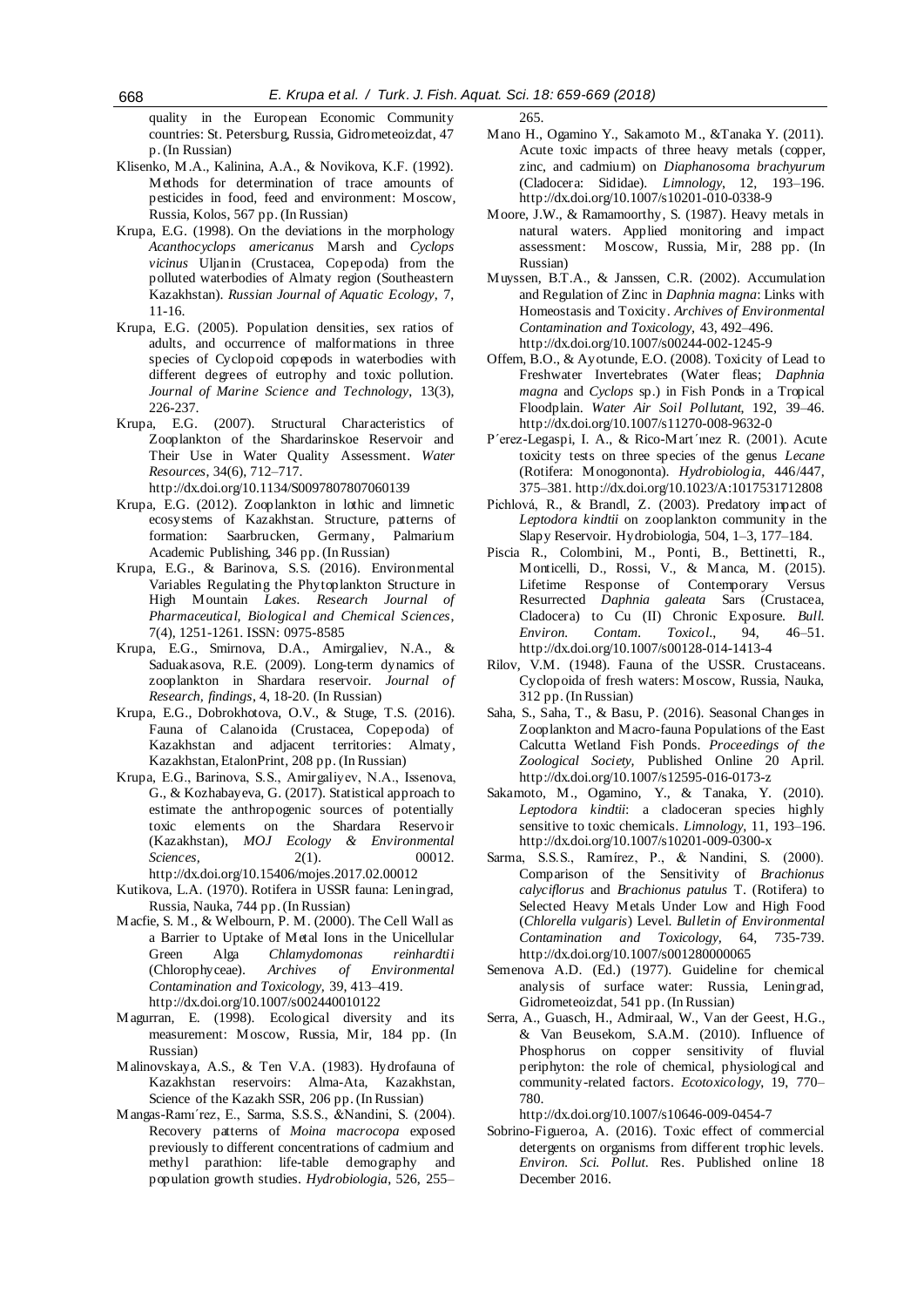quality in the European Economic Community countries: St. Petersburg, Russia, Gidrometeoizdat, 47 p. (In Russian)

Klisenko, M.A., Kalinina, A.A., & Novikova, K.F. (1992). Methods for determination of trace amounts of pesticides in food, feed and environment: Moscow, Russia, Kolos, 567 pp. (In Russian)

Krupa, E.G. (1998). On the deviations in the morphology *Acanthocyclops americanus* Marsh and *Cyclops vicinus* Uljanin (Crustacea, Copepoda) from the polluted waterbodies of Almaty region (Southeastern Kazakhstan). *Russian Journal of Aquatic Ecology*, 7, 11-16.

Krupa, E.G. (2005). Population densities, sex ratios of adults, and occurrence of malformations in three species of Cyclopoid copepods in waterbodies with different degrees of eutrophy and toxic pollution. *Journal of Marine Science and Technology*, 13(3), 226-237.

Krupa, E.G. (2007). Structural Characteristics of Zooplankton of the Shardarinskoe Reservoir and Their Use in Water Quality Assessment. *Water Resources*, 34(6), 712–717. http://dx.doi.org/10.1134/S0097807807060139

Krupa, E.G. (2012). Zooplankton in lothic and limnetic ecosystems of Kazakhstan. Structure, patterns of formation: Saarbrucken, Germany, Palmarium Academic Publishing, 346 pp. (In Russian)

Krupa, E.G., & Barinova, S.S. (2016). Environmental Variables Regulating the Phytoplankton Structure in High Mountain *Lakes. Research Journal of Pharmaceutical, Biological and Chemical Sciences*, 7(4), 1251-1261. ISSN: 0975-8585

Krupa, E.G., Smirnova, D.A., Amirgaliev, N.A., & Saduakasova, R.E. (2009). Long-term dynamics of zooplankton in Shardara reservoir. *Journal of Research, findings*, 4, 18-20. (In Russian)

Krupa, E.G., Dobrokhotova, O.V., & Stuge, T.S. (2016). Fauna of Calanoida (Crustacea, Copepoda) of Kazakhstan and adjacent territories: Almaty, Kazakhstan, EtalonPrint, 208 pp. (In Russian)

Krupa, E.G., Barinova, S.S., Amirgaliyev, N.A., Issenova, G., & Kozhabayeva, G. (2017). Statistical approach to estimate the anthropogenic sources of potentially toxic elements on the Shardara Reservoir (Kazakhstan), *MOJ Ecology & Environmental Sciences*, 2(1). 00012. http://dx.doi.org/10.15406/mojes.2017.02.00012

Kutikova, L.A. (1970). Rotifera in USSR fauna: Leningrad, Russia, Nauka, 744 pp. (In Russian)

Macfie, S. M., & Welbourn, P. M. (2000). The Cell Wall as a Barrier to Uptake of Metal Ions in the Unicellular Green Alga *Chlamydomonas reinhardtii* (Chlorophyceae). *Archives of Environmental Contamination and Toxicology*, 39, 413–419. http://dx.doi.org/10.1007/s002440010122

Magurran, E. (1998). Ecological diversity and its measurement: Moscow, Russia, Mir, 184 pp. (In Russian)

Malinovskaya, A.S., & Ten V.A. (1983). Hydrofauna of Kazakhstan reservoirs: Alma-Ata, Kazakhstan, Science of the Kazakh SSR, 206 pp. (In Russian)

Mangas-Ramı´rez, E., Sarma, S.S.S., &Nandini, S. (2004). Recovery patterns of *Moina macrocopa* exposed previously to different concentrations of cadmium and methyl parathion: life-table demography and population growth studies. *Hydrobiologia*, 526, 255–265.

Mano H., Ogamino Y., Sakamoto M., &Tanaka Y. (2011). Acute toxic impacts of three heavy metals (copper, zinc, and cadmium) on *Diaphanosoma brachyurum* (Cladocera: Sididae). *Limnology*, 12, 193–196. http://dx.doi.org/10.1007/s10201-010-0338-9

Moore, J.W., & Ramamoorthy, S. (1987). Heavy metals in natural waters. Applied monitoring and impact assessment: Moscow, Russia, Mir, 288 pp. (In Russian)

Muyssen, B.T.A., & Janssen, C.R. (2002). Accumulation and Regulation of Zinc in *Daphnia magna*: Links with Homeostasis and Toxicity. *Archives of Environmental Contamination and Toxicology*, 43, 492–496. http://dx.doi.org/10.1007/s00244-002-1245-9

Offem, B.O., & Ayotunde, E.O. (2008). Toxicity of Lead to Freshwater Invertebrates (Water fleas; *Daphnia magna* and *Cyclops* sp.) in Fish Ponds in a Tropical Floodplain. *Water Air Soil Pollutant*, 192, 39–46. http://dx.doi.org/10.1007/s11270-008-9632-0

P´erez-Legaspi, I. A., & Rico-Mart´ınez R. (2001). Acute toxicity tests on three species of the genus *Lecane* (Rotifera: Monogononta). *Hydrobiologia*, 446/447, 375–381. http://dx.doi.org/10.1023/A:1017531712808

Pichlová, R., & Brandl, Z. (2003). Predatory impact of *Leptodora kindtii* on zooplankton community in the Slapy Reservoir. Hydrobiologia, 504, 1–3, 177–184.

Piscia R., Colombini, M., Ponti, B., Bettinetti, R., Monticelli, D., Rossi, V., & Manca, M. (2015). Lifetime Response of Contemporary Versus Resurrected *Daphnia galeata* Sars (Crustacea, Cladocera) to Cu (II) Chronic Exposure. *Bull. Environ. Contam. Toxicol.*, 94, 46–51. http://dx.doi.org/10.1007/s00128-014-1413-4

Rilov, V.M. (1948). Fauna of the USSR. Crustaceans. Cyclopoida of fresh waters: Moscow, Russia, Nauka, 312 pp. (In Russian)

Saha, S., Saha, T., & Basu, P. (2016). Seasonal Changes in Zooplankton and Macro-fauna Populations of the East Calcutta Wetland Fish Ponds. *Proceedings of the Zoological Society*, Published Online 20 April. http://dx.doi.org/10.1007/s12595-016-0173-z

Sakamoto, M., Ogamino, Y., & Tanaka, Y. (2010). *Leptodora kindtii*: a cladoceran species highly sensitive to toxic chemicals. *Limnology*, 11, 193–196. http://dx.doi.org/10.1007/s10201-009-0300-x

Sarma, S.S.S., Ramírez, P., & Nandini, S. (2000). Comparison of the Sensitivity of *Brachionus calyciflorus* and *Brachionus patulus* T. (Rotifera) to Selected Heavy Metals Under Low and High Food (*Chlorella vulgaris*) Level. *Bulletin of Environmental Contamination and Toxicology*, 64, 735-739. http://dx.doi.org/10.1007/s001280000065

Semenova A.D. (Ed.) (1977). Guideline for chemical analysis of surface water: Russia, Leningrad, Gidrometeoizdat, 541 pp. (In Russian)

Serra, A., Guasch, H., Admiraal, W., Van der Geest, H.G., & Van Beusekom, S.A.M. (2010). Influence of Phosphorus on copper sensitivity of fluvial periphyton: the role of chemical, physiological and community-related factors. *Ecotoxicology*, 19, 770–780. http://dx.doi.org/10.1007/s10646-009-0454-7

Sobrino-Figueroa, A. (2016). Toxic effect of commercial detergents on organisms from different trophic levels. *Environ. Sci. Pollut.* Res. Published online 18 December 2016.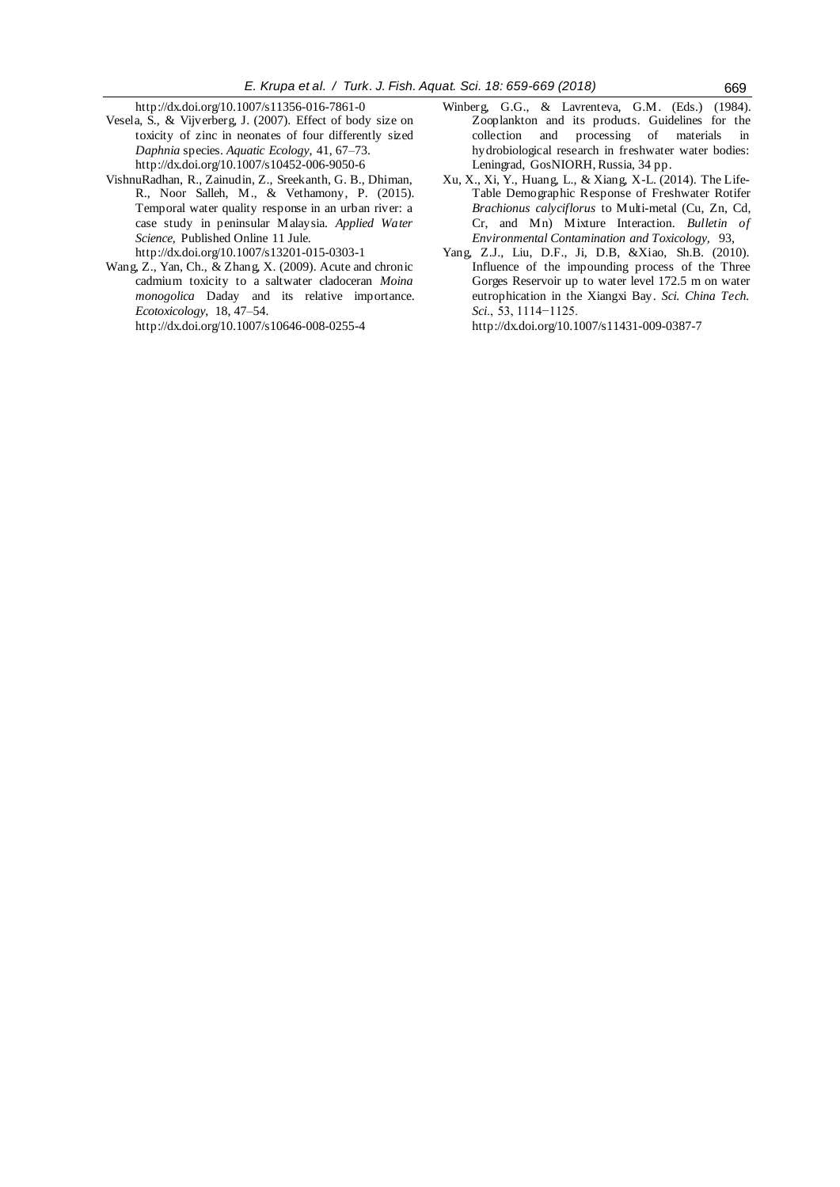http://dx.doi.org/10.1007/s11356-016-7861-0

Vesela, S., & Vijverberg, J. (2007). Effect of body size on toxicity of zinc in neonates of four differently sized *Daphnia* species. *Aquatic Ecology*, 41, 67–73. http://dx.doi.org/10.1007/s10452-006-9050-6

VishnuRadhan, R., Zainudin, Z., Sreekanth, G. B., Dhiman, R., Noor Salleh, M., & Vethamony, P. (2015). Temporal water quality response in an urban river: a case study in peninsular Malaysia. *Applied Water Science*, Published Online 11 Jule. http://dx.doi.org/10.1007/s13201-015-0303-1

Wang, Z., Yan, Ch., & Zhang, X. (2009). Acute and chronic cadmium toxicity to a saltwater cladoceran *Moina monogolica* Daday and its relative importance. *Ecotoxicology*, 18, 47–54. http://dx.doi.org/10.1007/s10646-008-0255-4

Winberg, G.G., & Lavrenteva, G.M. (Eds.) (1984). Zooplankton and its products. Guidelines for the collection and processing of materials in hydrobiological research in freshwater water bodies: Leningrad, GosNIORH, Russia, 34 pp.

Xu, X., Xi, Y., Huang, L., & Xiang, X-L. (2014). The Life-Table Demographic Response of Freshwater Rotifer *Brachionus calyciflorus* to Multi-metal (Cu, Zn, Cd, Cr, and Mn) Mixture Interaction. *Bulletin of Environmental Contamination and Toxicology*, 93,

Yang, Z.J., Liu, D.F., Ji, D.B, &Xiao, Sh.B. (2010). Influence of the impounding process of the Three Gorges Reservoir up to water level 172.5 m on water eutrophication in the Xiangxi Bay. *Sci. China Tech. Sci.*, 53, 1114−1125. http://dx.doi.org/10.1007/s11431-009-0387-7